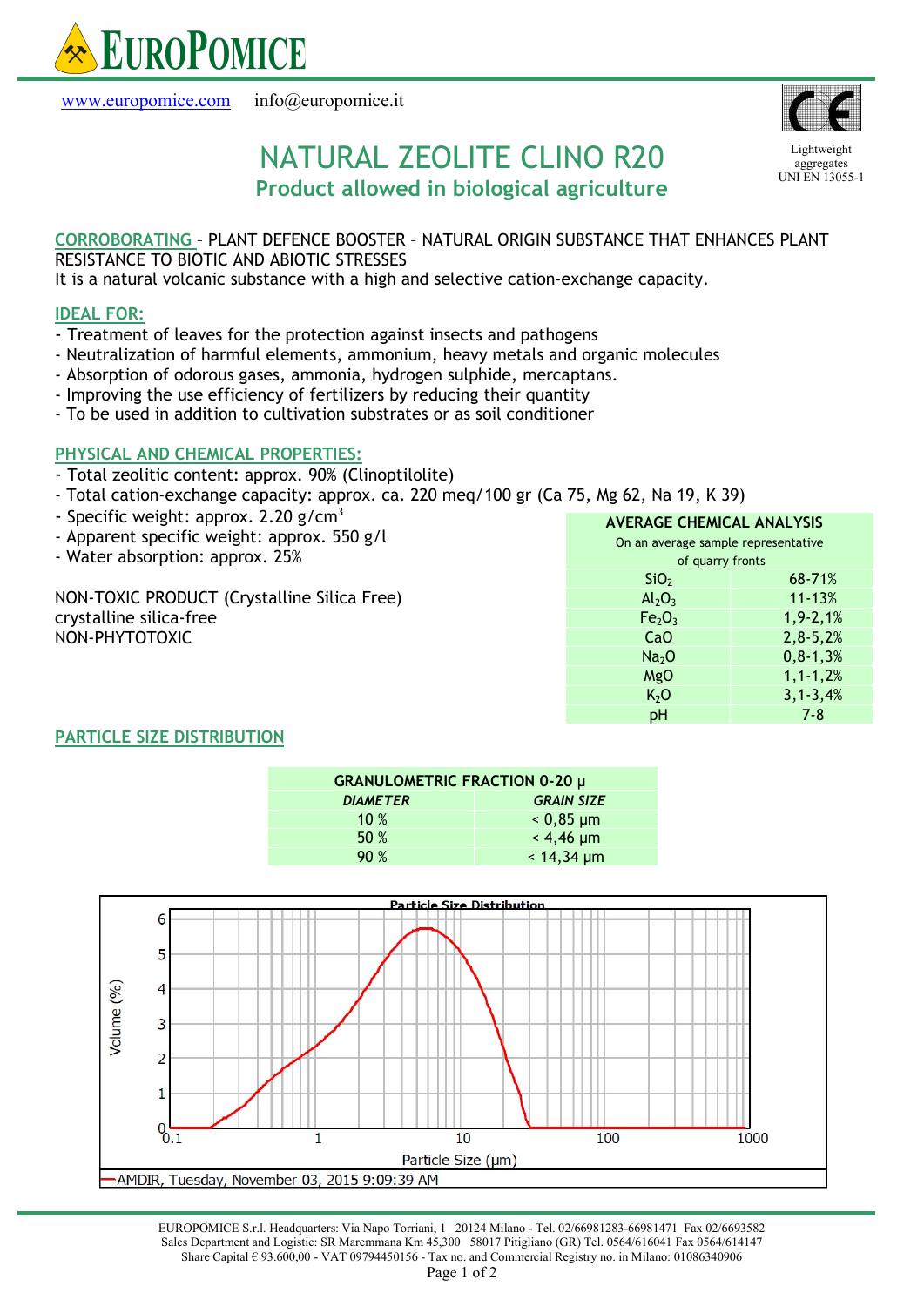# EUROPOMICE

www.europomice.com info@europomice.it

Lightweight aggregates UNI EN 13055-1

# NATURAL ZEOLITE CLINO R20

## Product allowed in biological agriculture

CORROBORATING – PLANT DEFENCE BOOSTER – NATURAL ORIGIN SUBSTANCE THAT ENHANCES PLANT RESISTANCE TO BIOTIC AND ABIOTIC STRESSES
It is a natural volcanic substance with a high and selective cation-exchange capacity.

### IDEAL FOR:

- Treatment of leaves for the protection against insects and pathogens
- Neutralization of harmful elements, ammonium, heavy metals and organic molecules
- Absorption of odorous gases, ammonia, hydrogen sulphide, mercaptans.
- Improving the use efficiency of fertilizers by reducing their quantity
- To be used in addition to cultivation substrates or as soil conditioner

### PHYSICAL AND CHEMICAL PROPERTIES:

- Total zeolitic content: approx. 90% (Clinoptilolite)
- Total cation-exchange capacity: approx. ca. 220 meq/100 gr (Ca 75, Mg 62, Na 19, K 39)
- Specific weight: approx. 2.20 g/cm$^3$
- Apparent specific weight: approx. 550 g/l
- Water absorption: approx. 25%

NON-TOXIC PRODUCT (Crystalline Silica Free)
crystalline silica-free
NON-PHYTOTOXIC

| AVERAGE CHEMICAL ANALYSIS<br>On an average sample representative of quarry fronts | |
|---|---|
| $SiO_2$ | 68-71% |
| $Al_2O_3$ | 11-13% |
| $Fe_2O_3$ | 1,9-2,1% |
| CaO | 2,8-5,2% |
| $Na_2O$ | 0,8-1,3% |
| MgO | 1,1-1,2% |
| $K_2O$ | 3,1-3,4% |
| pH | 7-8 |

### PARTICLE SIZE DISTRIBUTION

| GRANULOMETRIC FRACTION 0-20 μ | |
|---|---|
| *DIAMETER* | *GRAIN SIZE* |
| 10 % | < 0,85 μm |
| 50 % | < 4,46 μm |
| 90 % | < 14,34 μm |

Particle Size Distribution

AMDIR, Tuesday, November 03, 2015 9:09:39 AM

EUROPOMICE S.r.l. Headquarters: Via Napo Torriani, 1 20124 Milano - Tel. 02/66981283-66981471 Fax 02/6693582
Sales Department and Logistic: SR Maremmana Km 45,300 58017 Pitigliano (GR) Tel. 0564/616041 Fax 0564/614147
Share Capital € 93.600,00 - VAT 09794450156 - Tax no. and Commercial Registry no. in Milano: 01086340906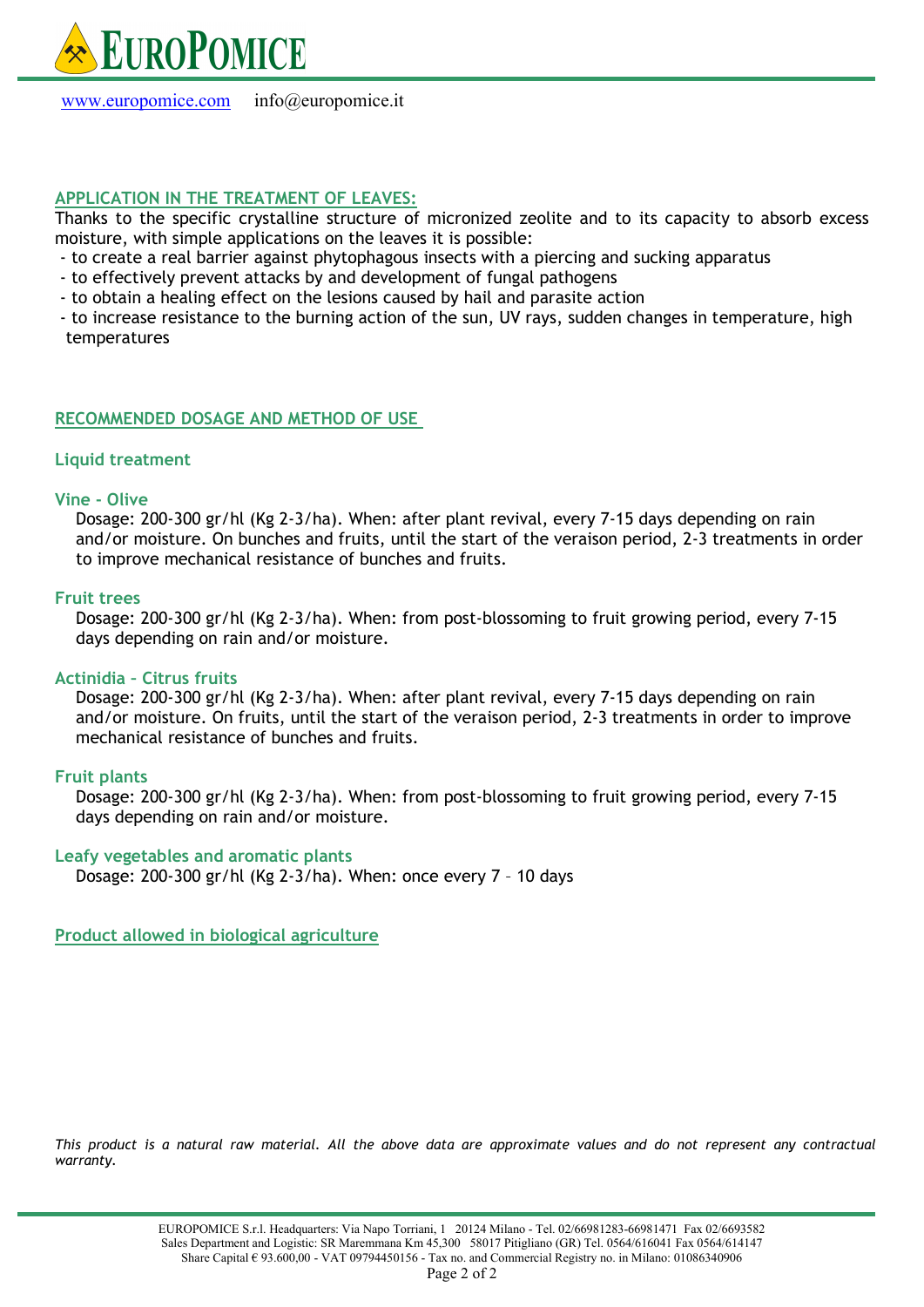www.europomice.com info@europomice.it

## APPLICATION IN THE TREATMENT OF LEAVES:

Thanks to the specific crystalline structure of micronized zeolite and to its capacity to absorb excess moisture, with simple applications on the leaves it is possible:

- to create a real barrier against phytophagous insects with a piercing and sucking apparatus
- to effectively prevent attacks by and development of fungal pathogens
- to obtain a healing effect on the lesions caused by hail and parasite action
- to increase resistance to the burning action of the sun, UV rays, sudden changes in temperature, high temperatures

## RECOMMENDED DOSAGE AND METHOD OF USE

### Liquid treatment

#### Vine - Olive

Dosage: 200-300 gr/hl (Kg 2-3/ha). When: after plant revival, every 7-15 days depending on rain and/or moisture. On bunches and fruits, until the start of the veraison period, 2-3 treatments in order to improve mechanical resistance of bunches and fruits.

#### Fruit trees

Dosage: 200-300 gr/hl (Kg 2-3/ha). When: from post-blossoming to fruit growing period, every 7-15 days depending on rain and/or moisture.

#### Actinidia – Citrus fruits

Dosage: 200-300 gr/hl (Kg 2-3/ha). When: after plant revival, every 7-15 days depending on rain and/or moisture. On fruits, until the start of the veraison period, 2-3 treatments in order to improve mechanical resistance of bunches and fruits.

#### Fruit plants

Dosage: 200-300 gr/hl (Kg 2-3/ha). When: from post-blossoming to fruit growing period, every 7-15 days depending on rain and/or moisture.

#### Leafy vegetables and aromatic plants

Dosage: 200-300 gr/hl (Kg 2-3/ha). When: once every 7 – 10 days

## Product allowed in biological agriculture

*This product is a natural raw material. All the above data are approximate values and do not represent any contractual warranty.*

EUROPOMICE S.r.l. Headquarters: Via Napo Torriani, 1 20124 Milano - Tel. 02/66981283-66981471 Fax 02/6693582
Sales Department and Logistic: SR Maremmana Km 45,300 58017 Pitigliano (GR) Tel. 0564/616041 Fax 0564/614147
Share Capital € 93.600,00 - VAT 09794450156 - Tax no. and Commercial Registry no. in Milano: 01086340906